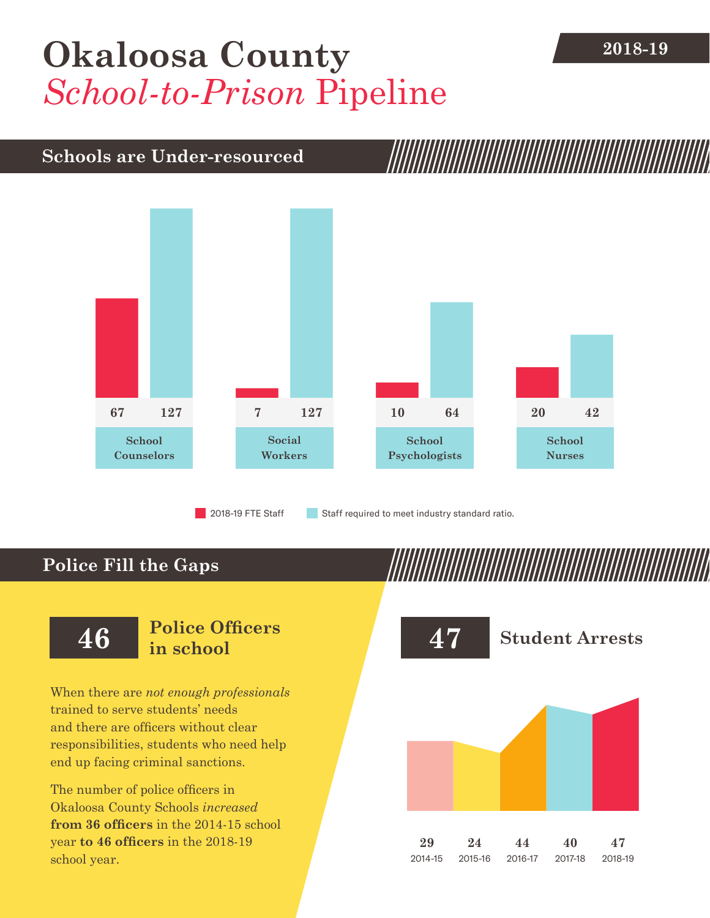# Okaloosa County
## *School-to-Prison* Pipeline

2018-19

## Schools are Under-resourced

| | 2018-19 FTE Staff | Staff required to meet industry standard ratio. |
|---|---|---|
| School Counselors | 67 | 127 |
| Social Workers | 7 | 127 |
| School Psychologists | 10 | 64 |
| School Nurses | 20 | 42 |

## Police Fill the Gaps

**46** **Police Officers in school**

When there are *not enough professionals* trained to serve students' needs and there are officers without clear responsibilities, students who need help end up facing criminal sanctions.

The number of police officers in Okaloosa County Schools *increased* **from 36 officers** in the 2014-15 school year **to 46 officers** in the 2018-19 school year.

**47** **Student Arrests**

| 2014-15 | 2015-16 | 2016-17 | 2017-18 | 2018-19 |
|---|---|---|---|---|
| 29 | 24 | 44 | 40 | 47 |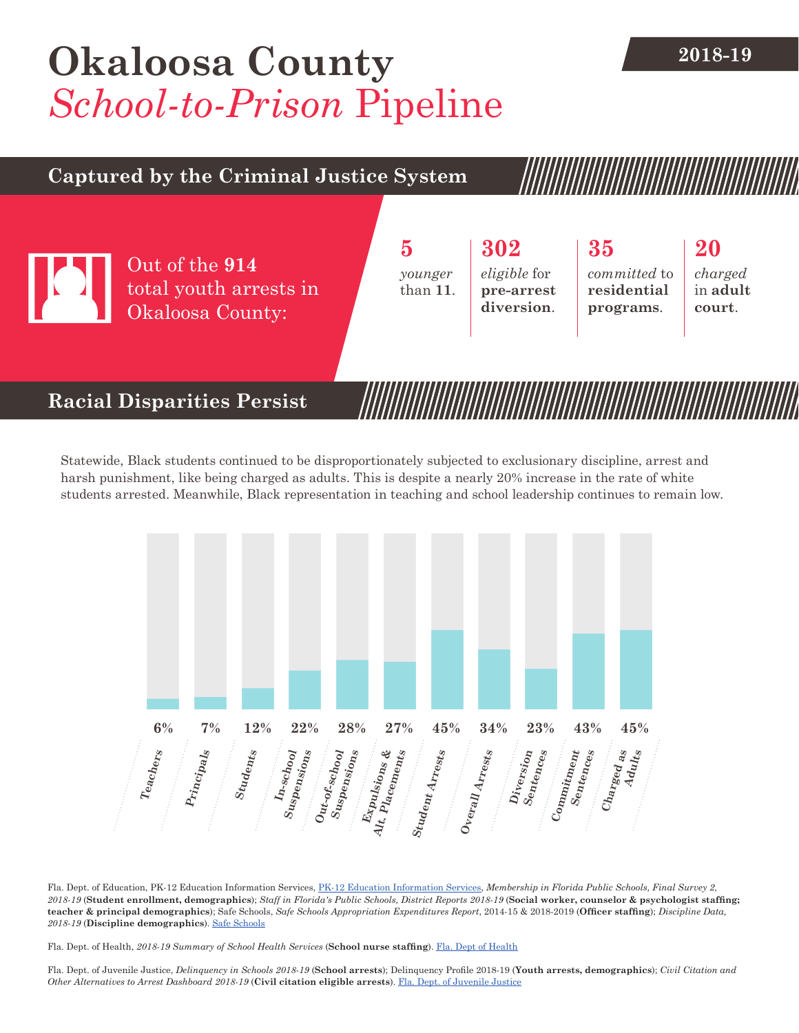# Okaloosa County *School-to-Prison* Pipeline

2018-19

## Captured by the Criminal Justice System

Out of the **914** total youth arrests in Okaloosa County:

**5** *younger* than **11**.

**302** *eligible* for **pre-arrest diversion**.

**35** *committed* to **residential programs**.

**20** *charged* in **adult court**.

## Racial Disparities Persist

Statewide, Black students continued to be disproportionately subjected to exclusionary discipline, arrest and harsh punishment, like being charged as adults. This is despite a nearly 20% increase in the rate of white students arrested. Meanwhile, Black representation in teaching and school leadership continues to remain low.

6% Teachers
7% Principals
12% Students
22% In-school Suspensions
28% Out-of-school Suspensions
27% Expulsions & Alt. Placements
45% Student Arrests
34% Overall Arrests
23% Diversion Sentences
43% Commitment Sentences
45% Charged as Adults

Fla. Dept. of Education, PK-12 Education Information Services, [PK-12 Education Information Services](), *Membership in Florida Public Schools, Final Survey 2, 2018-19* (**Student enrollment, demographics**); *Staff in Florida's Public Schools, District Reports 2018-19* (**Social worker, counselor & psychologist staffing; teacher & principal demographics**); Safe Schools, *Safe Schools Appropriation Expenditures Report*, 2014-15 & 2018-2019 (**Officer staffing**); *Discipline Data, 2018-19* (**Discipline demographics**). [Safe Schools]()

Fla. Dept. of Health, *2018-19 Summary of School Health Services* (**School nurse staffing**). [Fla. Dept of Health]()

Fla. Dept. of Juvenile Justice, *Delinquency in Schools 2018-19* (**School arrests**); Delinquency Profile 2018-19 (**Youth arrests, demographics**); *Civil Citation and Other Alternatives to Arrest Dashboard 2018-19* (**Civil citation eligible arrests**). [Fla. Dept. of Juvenile Justice]()